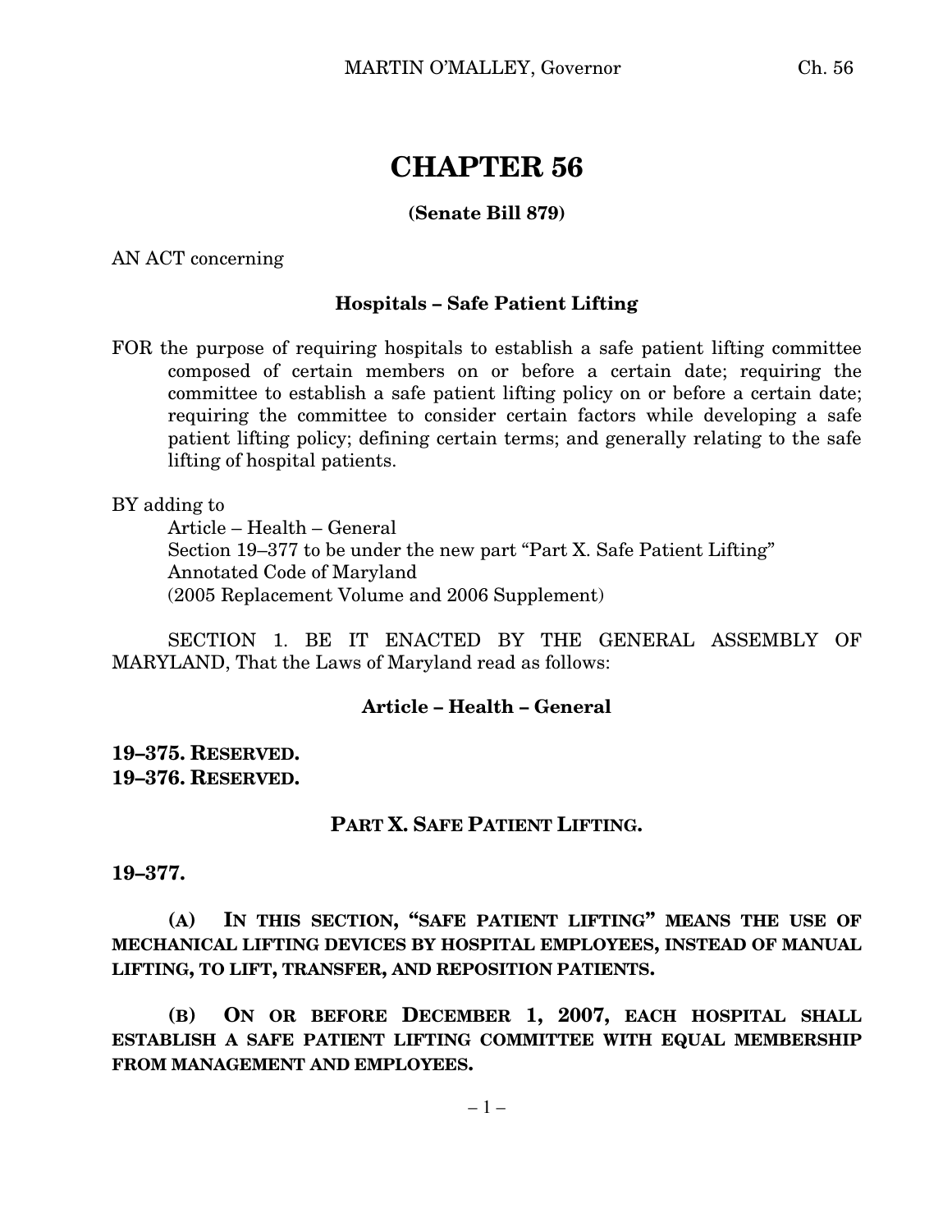# CHAPTER 56

**(Senate Bill 879)**

AN ACT concerning

**Hospitals – Safe Patient Lifting**

FOR the purpose of requiring hospitals to establish a safe patient lifting committee composed of certain members on or before a certain date; requiring the committee to establish a safe patient lifting policy on or before a certain date; requiring the committee to consider certain factors while developing a safe patient lifting policy; defining certain terms; and generally relating to the safe lifting of hospital patients.

BY adding to
Article – Health – General
Section 19–377 to be under the new part "Part X. Safe Patient Lifting"
Annotated Code of Maryland
(2005 Replacement Volume and 2006 Supplement)

SECTION 1. BE IT ENACTED BY THE GENERAL ASSEMBLY OF MARYLAND, That the Laws of Maryland read as follows:

**Article – Health – General**

**19–375. RESERVED.**
**19–376. RESERVED.**

**PART X. SAFE PATIENT LIFTING.**

**19–377.**

**(A) IN THIS SECTION, "SAFE PATIENT LIFTING" MEANS THE USE OF MECHANICAL LIFTING DEVICES BY HOSPITAL EMPLOYEES, INSTEAD OF MANUAL LIFTING, TO LIFT, TRANSFER, AND REPOSITION PATIENTS.**

**(B) ON OR BEFORE DECEMBER 1, 2007, EACH HOSPITAL SHALL ESTABLISH A SAFE PATIENT LIFTING COMMITTEE WITH EQUAL MEMBERSHIP FROM MANAGEMENT AND EMPLOYEES.**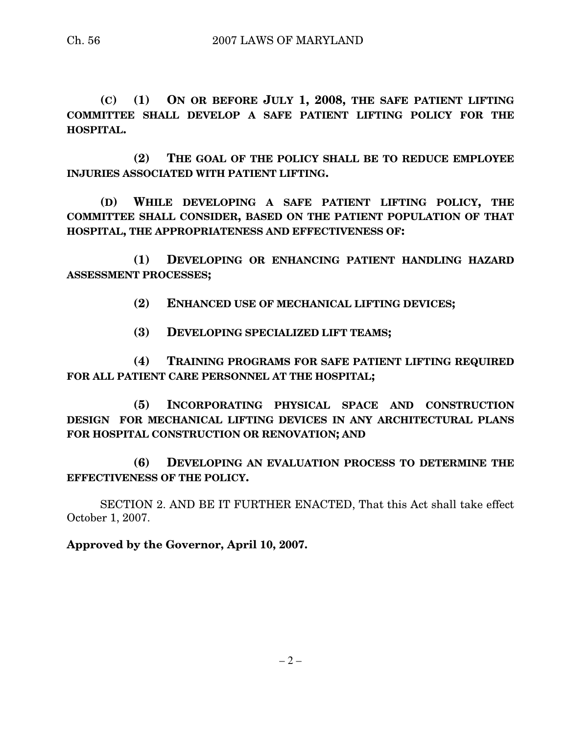**(C) (1) ON OR BEFORE JULY 1, 2008, THE SAFE PATIENT LIFTING COMMITTEE SHALL DEVELOP A SAFE PATIENT LIFTING POLICY FOR THE HOSPITAL.**

**(2) THE GOAL OF THE POLICY SHALL BE TO REDUCE EMPLOYEE INJURIES ASSOCIATED WITH PATIENT LIFTING.**

**(D) WHILE DEVELOPING A SAFE PATIENT LIFTING POLICY, THE COMMITTEE SHALL CONSIDER, BASED ON THE PATIENT POPULATION OF THAT HOSPITAL, THE APPROPRIATENESS AND EFFECTIVENESS OF:**

**(1) DEVELOPING OR ENHANCING PATIENT HANDLING HAZARD ASSESSMENT PROCESSES;**

**(2) ENHANCED USE OF MECHANICAL LIFTING DEVICES;**

**(3) DEVELOPING SPECIALIZED LIFT TEAMS;**

**(4) TRAINING PROGRAMS FOR SAFE PATIENT LIFTING REQUIRED FOR ALL PATIENT CARE PERSONNEL AT THE HOSPITAL;**

**(5) INCORPORATING PHYSICAL SPACE AND CONSTRUCTION DESIGN FOR MECHANICAL LIFTING DEVICES IN ANY ARCHITECTURAL PLANS FOR HOSPITAL CONSTRUCTION OR RENOVATION; AND**

**(6) DEVELOPING AN EVALUATION PROCESS TO DETERMINE THE EFFECTIVENESS OF THE POLICY.**

SECTION 2. AND BE IT FURTHER ENACTED, That this Act shall take effect October 1, 2007.

**Approved by the Governor, April 10, 2007.**